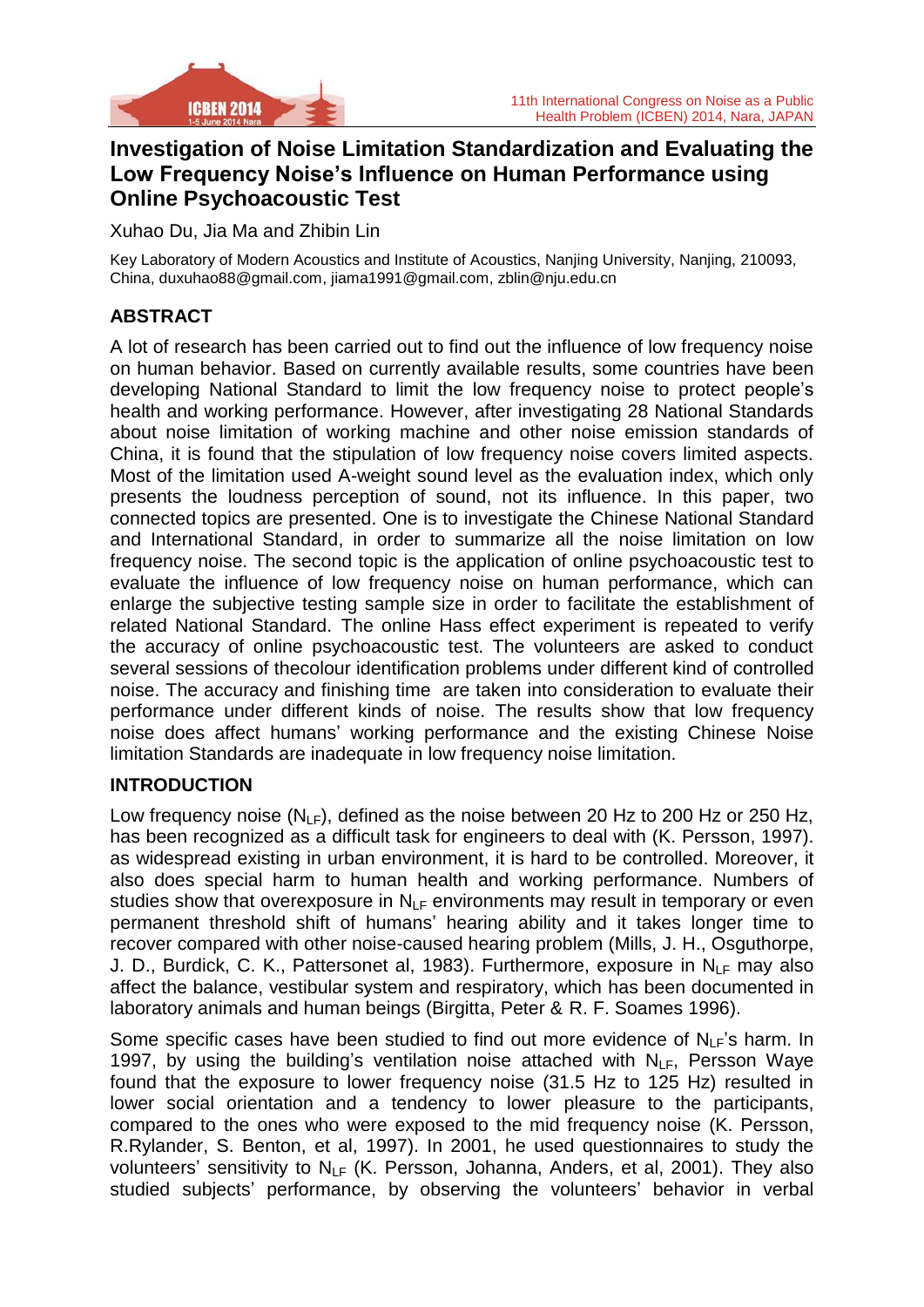# Investigation of Noise Limitation Standardization and Evaluating the Low Frequency Noise's Influence on Human Performance using Online Psychoacoustic Test

Xuhao Du, Jia Ma and Zhibin Lin

Key Laboratory of Modern Acoustics and Institute of Acoustics, Nanjing University, Nanjing, 210093, China, duxuhao88@gmail.com, jiama1991@gmail.com, zblin@nju.edu.cn

## ABSTRACT

A lot of research has been carried out to find out the influence of low frequency noise on human behavior. Based on currently available results, some countries have been developing National Standard to limit the low frequency noise to protect people's health and working performance. However, after investigating 28 National Standards about noise limitation of working machine and other noise emission standards of China, it is found that the stipulation of low frequency noise covers limited aspects. Most of the limitation used A-weight sound level as the evaluation index, which only presents the loudness perception of sound, not its influence. In this paper, two connected topics are presented. One is to investigate the Chinese National Standard and International Standard, in order to summarize all the noise limitation on low frequency noise. The second topic is the application of online psychoacoustic test to evaluate the influence of low frequency noise on human performance, which can enlarge the subjective testing sample size in order to facilitate the establishment of related National Standard. The online Hass effect experiment is repeated to verify the accuracy of online psychoacoustic test. The volunteers are asked to conduct several sessions of thecolour identification problems under different kind of controlled noise. The accuracy and finishing time are taken into consideration to evaluate their performance under different kinds of noise. The results show that low frequency noise does affect humans' working performance and the existing Chinese Noise limitation Standards are inadequate in low frequency noise limitation.

## INTRODUCTION

Low frequency noise ($N_{LF}$), defined as the noise between 20 Hz to 200 Hz or 250 Hz, has been recognized as a difficult task for engineers to deal with (K. Persson, 1997). as widespread existing in urban environment, it is hard to be controlled. Moreover, it also does special harm to human health and working performance. Numbers of studies show that overexposure in $N_{LF}$ environments may result in temporary or even permanent threshold shift of humans' hearing ability and it takes longer time to recover compared with other noise-caused hearing problem (Mills, J. H., Osguthorpe, J. D., Burdick, C. K., Pattersonet al, 1983). Furthermore, exposure in $N_{LF}$ may also affect the balance, vestibular system and respiratory, which has been documented in laboratory animals and human beings (Birgitta, Peter & R. F. Soames 1996).

Some specific cases have been studied to find out more evidence of $N_{LF}$'s harm. In 1997, by using the building's ventilation noise attached with $N_{LF}$, Persson Waye found that the exposure to lower frequency noise (31.5 Hz to 125 Hz) resulted in lower social orientation and a tendency to lower pleasure to the participants, compared to the ones who were exposed to the mid frequency noise (K. Persson, R.Rylander, S. Benton, et al, 1997). In 2001, he used questionnaires to study the volunteers' sensitivity to $N_{LF}$ (K. Persson, Johanna, Anders, et al, 2001). They also studied subjects' performance, by observing the volunteers' behavior in verbal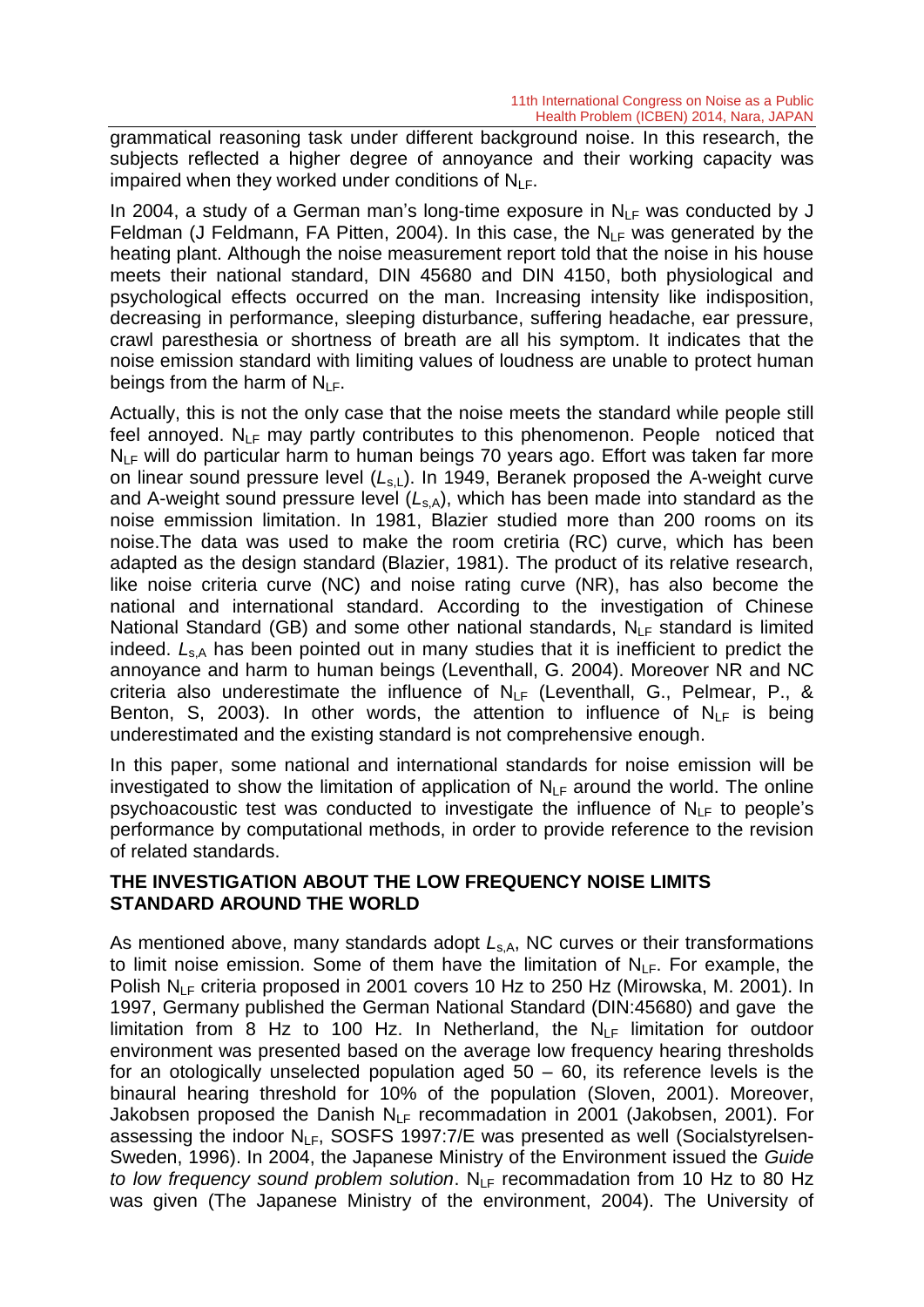grammatical reasoning task under different background noise. In this research, the subjects reflected a higher degree of annoyance and their working capacity was impaired when they worked under conditions of $N_{LF}$.

In 2004, a study of a German man's long-time exposure in $N_{LF}$ was conducted by J Feldman (J Feldmann, FA Pitten, 2004). In this case, the $N_{LF}$ was generated by the heating plant. Although the noise measurement report told that the noise in his house meets their national standard, DIN 45680 and DIN 4150, both physiological and psychological effects occurred on the man. Increasing intensity like indisposition, decreasing in performance, sleeping disturbance, suffering headache, ear pressure, crawl paresthesia or shortness of breath are all his symptom. It indicates that the noise emission standard with limiting values of loudness are unable to protect human beings from the harm of $N_{LF}$.

Actually, this is not the only case that the noise meets the standard while people still feel annoyed. $N_{LF}$ may partly contributes to this phenomenon. People noticed that $N_{LF}$ will do particular harm to human beings 70 years ago. Effort was taken far more on linear sound pressure level ($L_{s,L}$). In 1949, Beranek proposed the A-weight curve and A-weight sound pressure level ($L_{s,A}$), which has been made into standard as the noise emmission limitation. In 1981, Blazier studied more than 200 rooms on its noise.The data was used to make the room cretiria (RC) curve, which has been adapted as the design standard (Blazier, 1981). The product of its relative research, like noise criteria curve (NC) and noise rating curve (NR), has also become the national and international standard. According to the investigation of Chinese National Standard (GB) and some other national standards, $N_{LF}$ standard is limited indeed. $L_{s,A}$ has been pointed out in many studies that it is inefficient to predict the annoyance and harm to human beings (Leventhall, G. 2004). Moreover NR and NC criteria also underestimate the influence of $N_{LF}$ (Leventhall, G., Pelmear, P., & Benton, S, 2003). In other words, the attention to influence of $N_{LF}$ is being underestimated and the existing standard is not comprehensive enough.

In this paper, some national and international standards for noise emission will be investigated to show the limitation of application of $N_{LF}$ around the world. The online psychoacoustic test was conducted to investigate the influence of $N_{LF}$ to people's performance by computational methods, in order to provide reference to the revision of related standards.

## THE INVESTIGATION ABOUT THE LOW FREQUENCY NOISE LIMITS STANDARD AROUND THE WORLD

As mentioned above, many standards adopt $L_{s,A}$, NC curves or their transformations to limit noise emission. Some of them have the limitation of $N_{LF}$. For example, the Polish $N_{LF}$ criteria proposed in 2001 covers 10 Hz to 250 Hz (Mirowska, M. 2001). In 1997, Germany published the German National Standard (DIN:45680) and gave the limitation from 8 Hz to 100 Hz. In Netherland, the $N_{LF}$ limitation for outdoor environment was presented based on the average low frequency hearing thresholds for an otologically unselected population aged 50 – 60, its reference levels is the binaural hearing threshold for 10% of the population (Sloven, 2001). Moreover, Jakobsen proposed the Danish $N_{LF}$ recommadation in 2001 (Jakobsen, 2001). For assessing the indoor $N_{LF}$, SOSFS 1997:7/E was presented as well (Socialstyrelsen-Sweden, 1996). In 2004, the Japanese Ministry of the Environment issued the *Guide to low frequency sound problem solution*. $N_{LF}$ recommadation from 10 Hz to 80 Hz was given (The Japanese Ministry of the environment, 2004). The University of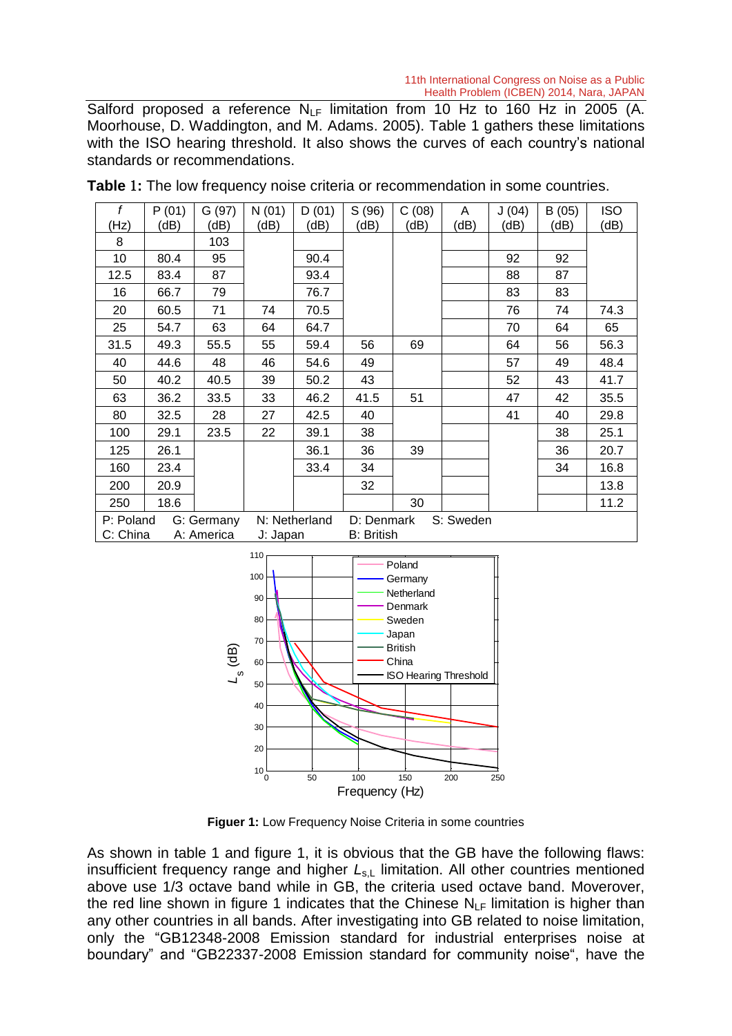Salford proposed a reference $N_{LF}$ limitation from 10 Hz to 160 Hz in 2005 (A. Moorhouse, D. Waddington, and M. Adams. 2005). Table 1 gathers these limitations with the ISO hearing threshold. It also shows the curves of each country's national standards or recommendations.

**Table 1:** The low frequency noise criteria or recommendation in some countries.

| *f* (Hz) | P (01) (dB) | G (97) (dB) | N (01) (dB) | D (01) (dB) | S (96) (dB) | C (08) (dB) | A (dB) | J (04) (dB) | B (05) (dB) | ISO (dB) |
|---|---|---|---|---|---|---|---|---|---|---|
| 8 | | 103 | | | | | | | | |
| 10 | 80.4 | 95 | | 90.4 | | | | 92 | 92 | |
| 12.5 | 83.4 | 87 | | 93.4 | | | | 88 | 87 | |
| 16 | 66.7 | 79 | | 76.7 | | | | 83 | 83 | |
| 20 | 60.5 | 71 | 74 | 70.5 | | | | 76 | 74 | 74.3 |
| 25 | 54.7 | 63 | 64 | 64.7 | | | | 70 | 64 | 65 |
| 31.5 | 49.3 | 55.5 | 55 | 59.4 | 56 | 69 | | 64 | 56 | 56.3 |
| 40 | 44.6 | 48 | 46 | 54.6 | 49 | | | 57 | 49 | 48.4 |
| 50 | 40.2 | 40.5 | 39 | 50.2 | 43 | | | 52 | 43 | 41.7 |
| 63 | 36.2 | 33.5 | 33 | 46.2 | 41.5 | 51 | | 47 | 42 | 35.5 |
| 80 | 32.5 | 28 | 27 | 42.5 | 40 | | | 41 | 40 | 29.8 |
| 100 | 29.1 | 23.5 | 22 | 39.1 | 38 | | | | 38 | 25.1 |
| 125 | 26.1 | | | 36.1 | 36 | 39 | | | 36 | 20.7 |
| 160 | 23.4 | | | 33.4 | 34 | | | | 34 | 16.8 |
| 200 | 20.9 | | | | 32 | | | | | 13.8 |
| 250 | 18.6 | | | | | 30 | | | | 11.2 |

P: Poland G: Germany N: Netherland D: Denmark S: Sweden
C: China A: America J: Japan B: British

**Figuer 1:** Low Frequency Noise Criteria in some countries

As shown in table 1 and figure 1, it is obvious that the GB have the following flaws: insufficient frequency range and higher $L_{s,L}$ limitation. All other countries mentioned above use 1/3 octave band while in GB, the criteria used octave band. Moverover, the red line shown in figure 1 indicates that the Chinese $N_{LF}$ limitation is higher than any other countries in all bands. After investigating into GB related to noise limitation, only the "GB12348-2008 Emission standard for industrial enterprises noise at boundary" and "GB22337-2008 Emission standard for community noise", have the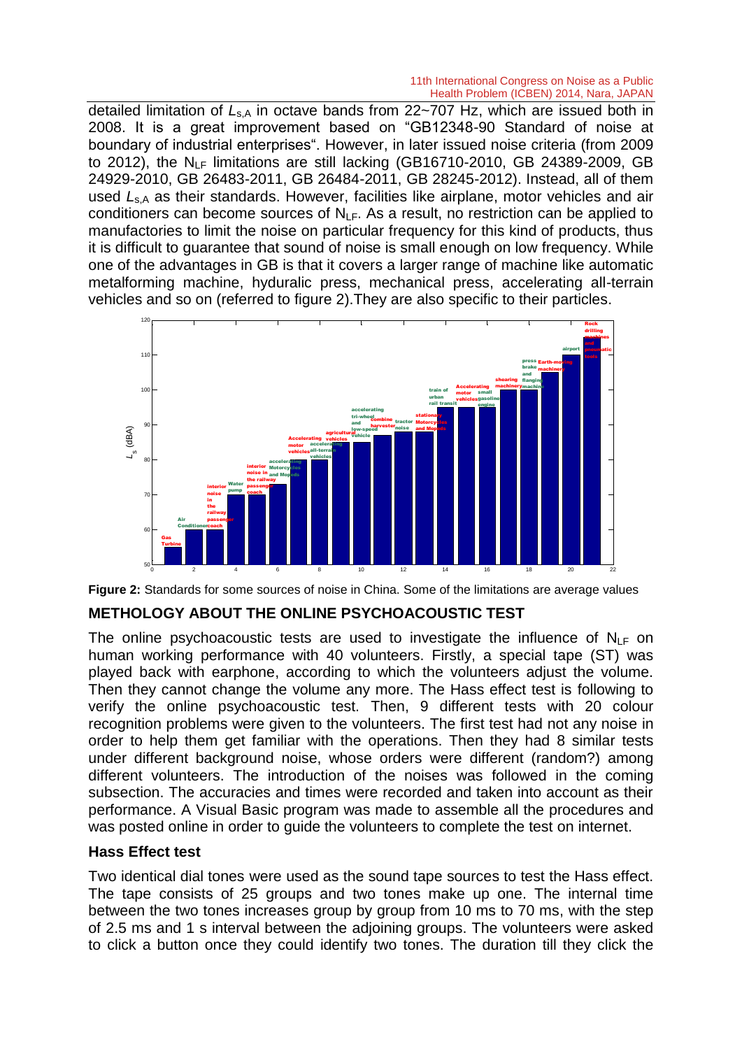detailed limitation of $L_{s,A}$ in octave bands from 22~707 Hz, which are issued both in 2008. It is a great improvement based on "GB12348-90 Standard of noise at boundary of industrial enterprises". However, in later issued noise criteria (from 2009 to 2012), the $N_{LF}$ limitations are still lacking (GB16710-2010, GB 24389-2009, GB 24929-2010, GB 26483-2011, GB 26484-2011, GB 28245-2012). Instead, all of them used $L_{s,A}$ as their standards. However, facilities like airplane, motor vehicles and air conditioners can become sources of $N_{LF}$. As a result, no restriction can be applied to manufactories to limit the noise on particular frequency for this kind of products, thus it is difficult to guarantee that sound of noise is small enough on low frequency. While one of the advantages in GB is that it covers a larger range of machine like automatic metalforming machine, hyduralic press, mechanical press, accelerating all-terrain vehicles and so on (referred to figure 2).They are also specific to their particles.

**Figure 2:** Standards for some sources of noise in China. Some of the limitations are average values

## METHOLOGY ABOUT THE ONLINE PSYCHOACOUSTIC TEST

The online psychoacoustic tests are used to investigate the influence of $N_{LF}$ on human working performance with 40 volunteers. Firstly, a special tape (ST) was played back with earphone, according to which the volunteers adjust the volume. Then they cannot change the volume any more. The Hass effect test is following to verify the online psychoacoustic test. Then, 9 different tests with 20 colour recognition problems were given to the volunteers. The first test had not any noise in order to help them get familiar with the operations. Then they had 8 similar tests under different background noise, whose orders were different (random?) among different volunteers. The introduction of the noises was followed in the coming subsection. The accuracies and times were recorded and taken into account as their performance. A Visual Basic program was made to assemble all the procedures and was posted online in order to guide the volunteers to complete the test on internet.

### Hass Effect test

Two identical dial tones were used as the sound tape sources to test the Hass effect. The tape consists of 25 groups and two tones make up one. The internal time between the two tones increases group by group from 10 ms to 70 ms, with the step of 2.5 ms and 1 s interval between the adjoining groups. The volunteers were asked to click a button once they could identify two tones. The duration till they click the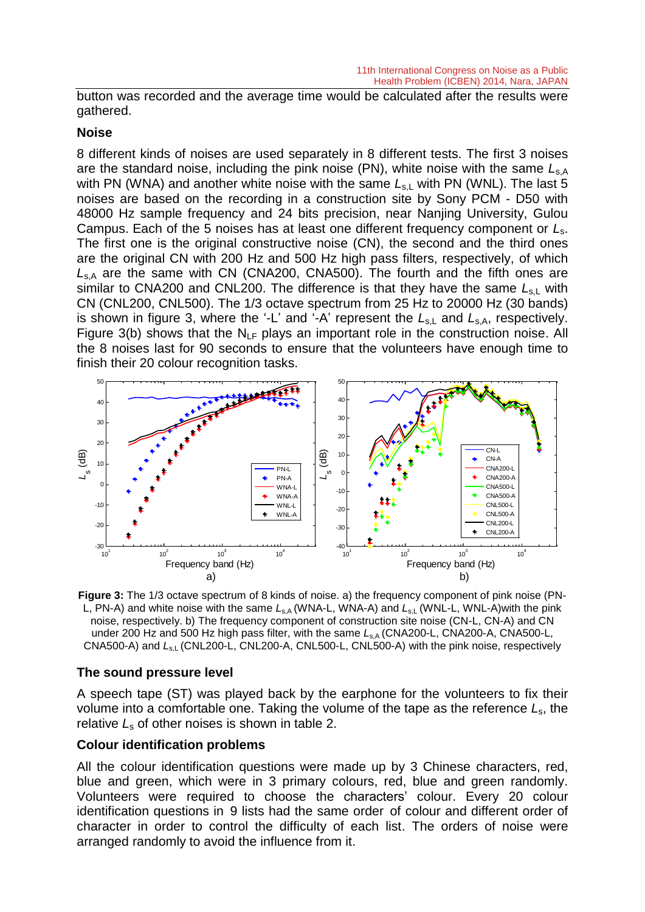button was recorded and the average time would be calculated after the results were gathered.

### Noise

8 different kinds of noises are used separately in 8 different tests. The first 3 noises are the standard noise, including the pink noise (PN), white noise with the same $L_{s,A}$ with PN (WNA) and another white noise with the same $L_{s,L}$ with PN (WNL). The last 5 noises are based on the recording in a construction site by Sony PCM - D50 with 48000 Hz sample frequency and 24 bits precision, near Nanjing University, Gulou Campus. Each of the 5 noises has at least one different frequency component or $L_s$. The first one is the original constructive noise (CN), the second and the third ones are the original CN with 200 Hz and 500 Hz high pass filters, respectively, of which $L_{s,A}$ are the same with CN (CNA200, CNA500). The fourth and the fifth ones are similar to CNA200 and CNL200. The difference is that they have the same $L_{s,L}$ with CN (CNL200, CNL500). The 1/3 octave spectrum from 25 Hz to 20000 Hz (30 bands) is shown in figure 3, where the '-L' and '-A' represent the $L_{s,L}$ and $L_{s,A}$, respectively. Figure 3(b) shows that the $N_{LF}$ plays an important role in the construction noise. All the 8 noises last for 90 seconds to ensure that the volunteers have enough time to finish their 20 colour recognition tasks.

**Figure 3:** The 1/3 octave spectrum of 8 kinds of noise. a) the frequency component of pink noise (PN-L, PN-A) and white noise with the same $L_{s,A}$ (WNA-L, WNA-A) and $L_{s,L}$ (WNL-L, WNL-A)with the pink noise, respectively. b) The frequency component of construction site noise (CN-L, CN-A) and CN under 200 Hz and 500 Hz high pass filter, with the same $L_{s,A}$ (CNA200-L, CNA200-A, CNA500-L, CNA500-A) and $L_{s,L}$ (CNL200-L, CNL200-A, CNL500-L, CNL500-A) with the pink noise, respectively

### The sound pressure level

A speech tape (ST) was played back by the earphone for the volunteers to fix their volume into a comfortable one. Taking the volume of the tape as the reference $L_s$, the relative $L_s$ of other noises is shown in table 2.

### Colour identification problems

All the colour identification questions were made up by 3 Chinese characters, red, blue and green, which were in 3 primary colours, red, blue and green randomly. Volunteers were required to choose the characters' colour. Every 20 colour identification questions in 9 lists had the same order of colour and different order of character in order to control the difficulty of each list. The orders of noise were arranged randomly to avoid the influence from it.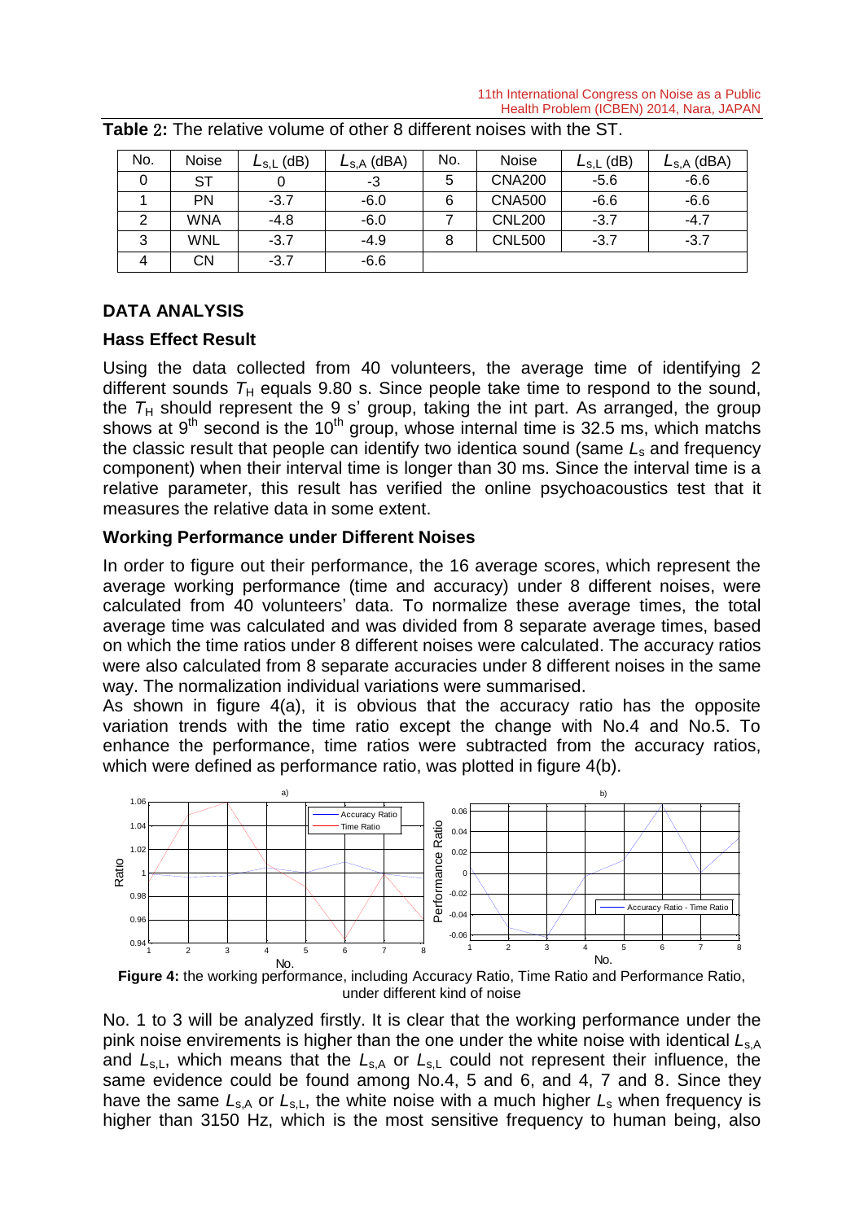**Table 2:** The relative volume of other 8 different noises with the ST.

| No. | Noise | $L_{s,L}$ (dB) | $L_{s,A}$ (dBA) | No. | Noise | $L_{s,L}$ (dB) | $L_{s,A}$ (dBA) |
|---|---|---|---|---|---|---|---|
| 0 | ST | 0 | -3 | 5 | CNA200 | -5.6 | -6.6 |
| 1 | PN | -3.7 | -6.0 | 6 | CNA500 | -6.6 | -6.6 |
| 2 | WNA | -4.8 | -6.0 | 7 | CNL200 | -3.7 | -4.7 |
| 3 | WNL | -3.7 | -4.9 | 8 | CNL500 | -3.7 | -3.7 |
| 4 | CN | -3.7 | -6.6 | | | | |

## DATA ANALYSIS

### Hass Effect Result

Using the data collected from 40 volunteers, the average time of identifying 2 different sounds $T_H$ equals 9.80 s. Since people take time to respond to the sound, the $T_H$ should represent the 9 s' group, taking the int part. As arranged, the group shows at 9th second is the 10th group, whose internal time is 32.5 ms, which matchs the classic result that people can identify two identica sound (same $L_s$ and frequency component) when their interval time is longer than 30 ms. Since the interval time is a relative parameter, this result has verified the online psychoacoustics test that it measures the relative data in some extent.

### Working Performance under Different Noises

In order to figure out their performance, the 16 average scores, which represent the average working performance (time and accuracy) under 8 different noises, were calculated from 40 volunteers' data. To normalize these average times, the total average time was calculated and was divided from 8 separate average times, based on which the time ratios under 8 different noises were calculated. The accuracy ratios were also calculated from 8 separate accuracies under 8 different noises in the same way. The normalization individual variations were summarised.

As shown in figure 4(a), it is obvious that the accuracy ratio has the opposite variation trends with the time ratio except the change with No.4 and No.5. To enhance the performance, time ratios were subtracted from the accuracy ratios, which were defined as performance ratio, was plotted in figure 4(b).

**Figure 4:** the working performance, including Accuracy Ratio, Time Ratio and Performance Ratio, under different kind of noise

No. 1 to 3 will be analyzed firstly. It is clear that the working performance under the pink noise envirements is higher than the one under the white noise with identical $L_{s,A}$ and $L_{s,L}$, which means that the $L_{s,A}$ or $L_{s,L}$ could not represent their influence, the same evidence could be found among No.4, 5 and 6, and 4, 7 and 8. Since they have the same $L_{s,A}$ or $L_{s,L}$, the white noise with a much higher $L_s$ when frequency is higher than 3150 Hz, which is the most sensitive frequency to human being, also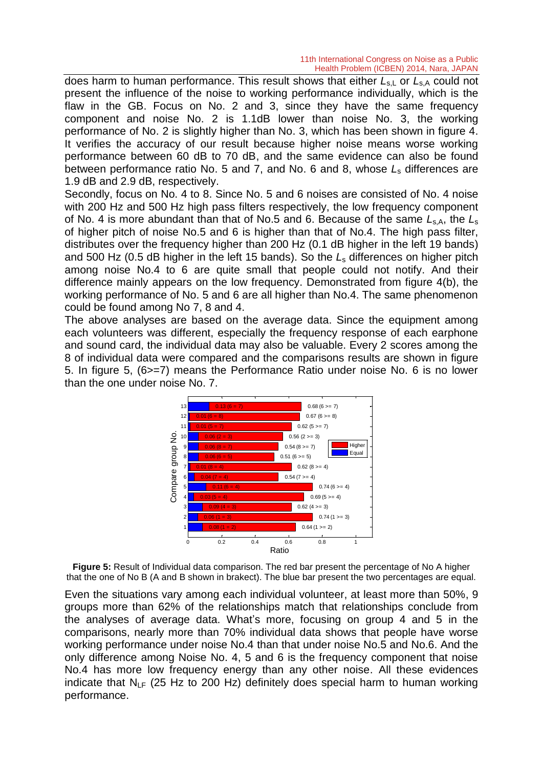does harm to human performance. This result shows that either $L_{s,L}$ or $L_{s,A}$ could not present the influence of the noise to working performance individually, which is the flaw in the GB. Focus on No. 2 and 3, since they have the same frequency component and noise No. 2 is 1.1dB lower than noise No. 3, the working performance of No. 2 is slightly higher than No. 3, which has been shown in figure 4. It verifies the accuracy of our result because higher noise means worse working performance between 60 dB to 70 dB, and the same evidence can also be found between performance ratio No. 5 and 7, and No. 6 and 8, whose $L_s$ differences are 1.9 dB and 2.9 dB, respectively.

Secondly, focus on No. 4 to 8. Since No. 5 and 6 noises are consisted of No. 4 noise with 200 Hz and 500 Hz high pass filters respectively, the low frequency component of No. 4 is more abundant than that of No.5 and 6. Because of the same $L_{s,A}$, the $L_s$ of higher pitch of noise No.5 and 6 is higher than that of No.4. The high pass filter, distributes over the frequency higher than 200 Hz (0.1 dB higher in the left 19 bands) and 500 Hz (0.5 dB higher in the left 15 bands). So the $L_s$ differences on higher pitch among noise No.4 to 6 are quite small that people could not notify. And their difference mainly appears on the low frequency. Demonstrated from figure 4(b), the working performance of No. 5 and 6 are all higher than No.4. The same phenomenon could be found among No 7, 8 and 4.

The above analyses are based on the average data. Since the equipment among each volunteers was different, especially the frequency response of each earphone and sound card, the individual data may also be valuable. Every 2 scores among the 8 of individual data were compared and the comparisons results are shown in figure 5. In figure 5, (6>=7) means the Performance Ratio under noise No. 6 is no lower than the one under noise No. 7.

| Compare group No. | Equal | Higher |
|---|---|---|
| 13 | 0.13 (6 = 7) | 0.68 (6 >= 7) |
| 12 | 0.01 (6 = 8) | 0.67 (6 >= 8) |
| 11 | 0.01 (5 = 7) | 0.62 (5 >= 7) |
| 10 | 0.06 (2 = 3) | 0.56 (2 >= 3) |
| 9 | 0.06 (8 = 7) | 0.54 (8 >= 7) |
| 8 | 0.06 (6 = 5) | 0.51 (6 >= 5) |
| 7 | 0.01 (8 = 4) | 0.62 (8 >= 4) |
| 6 | 0.04 (7 = 4) | 0.54 (7 >= 4) |
| 5 | 0.11 (6 = 4) | 0.74 (6 >= 4) |
| 4 | 0.03 (5 = 4) | 0.69 (5 >= 4) |
| 3 | 0.09 (4 = 3) | 0.62 (4 >= 3) |
| 2 | 0.06 (1 = 3) | 0.74 (1 >= 3) |
| 1 | 0.09 (1 = 2) | 0.64 (1 >= 2) |

**Figure 5:** Result of Individual data comparison. The red bar present the percentage of No A higher that the one of No B (A and B shown in brakect). The blue bar present the two percentages are equal.

Even the situations vary among each individual volunteer, at least more than 50%, 9 groups more than 62% of the relationships match that relationships conclude from the analyses of average data. What's more, focusing on group 4 and 5 in the comparisons, nearly more than 70% individual data shows that people have worse working performance under noise No.4 than that under noise No.5 and No.6. And the only difference among Noise No. 4, 5 and 6 is the frequency component that noise No.4 has more low frequency energy than any other noise. All these evidences indicate that $N_{LF}$ (25 Hz to 200 Hz) definitely does special harm to human working performance.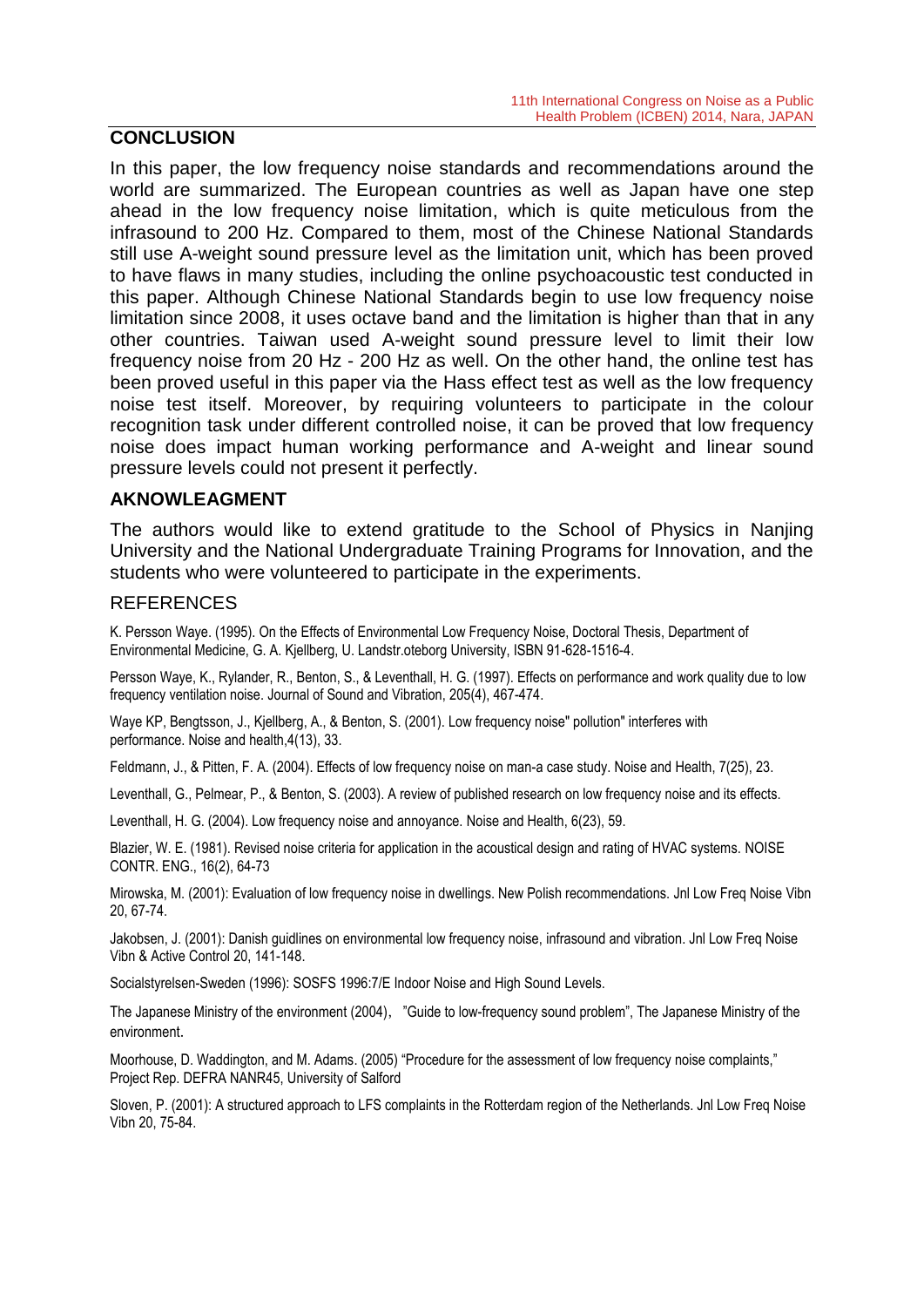## CONCLUSION

In this paper, the low frequency noise standards and recommendations around the world are summarized. The European countries as well as Japan have one step ahead in the low frequency noise limitation, which is quite meticulous from the infrasound to 200 Hz. Compared to them, most of the Chinese National Standards still use A-weight sound pressure level as the limitation unit, which has been proved to have flaws in many studies, including the online psychoacoustic test conducted in this paper. Although Chinese National Standards begin to use low frequency noise limitation since 2008, it uses octave band and the limitation is higher than that in any other countries. Taiwan used A-weight sound pressure level to limit their low frequency noise from 20 Hz - 200 Hz as well. On the other hand, the online test has been proved useful in this paper via the Hass effect test as well as the low frequency noise test itself. Moreover, by requiring volunteers to participate in the colour recognition task under different controlled noise, it can be proved that low frequency noise does impact human working performance and A-weight and linear sound pressure levels could not present it perfectly.

## AKNOWLEAGMENT

The authors would like to extend gratitude to the School of Physics in Nanjing University and the National Undergraduate Training Programs for Innovation, and the students who were volunteered to participate in the experiments.

## REFERENCES

K. Persson Waye. (1995). On the Effects of Environmental Low Frequency Noise, Doctoral Thesis, Department of Environmental Medicine, G. A. Kjellberg, U. Landstr.oteborg University, ISBN 91-628-1516-4.

Persson Waye, K., Rylander, R., Benton, S., & Leventhall, H. G. (1997). Effects on performance and work quality due to low frequency ventilation noise. Journal of Sound and Vibration, 205(4), 467-474.

Waye KP, Bengtsson, J., Kjellberg, A., & Benton, S. (2001). Low frequency noise" pollution" interferes with performance. Noise and health,4(13), 33.

Feldmann, J., & Pitten, F. A. (2004). Effects of low frequency noise on man-a case study. Noise and Health, 7(25), 23.

Leventhall, G., Pelmear, P., & Benton, S. (2003). A review of published research on low frequency noise and its effects.

Leventhall, H. G. (2004). Low frequency noise and annoyance. Noise and Health, 6(23), 59.

Blazier, W. E. (1981). Revised noise criteria for application in the acoustical design and rating of HVAC systems. NOISE CONTR. ENG., 16(2), 64-73

Mirowska, M. (2001): Evaluation of low frequency noise in dwellings. New Polish recommendations. Jnl Low Freq Noise Vibn 20, 67-74.

Jakobsen, J. (2001): Danish guidlines on environmental low frequency noise, infrasound and vibration. Jnl Low Freq Noise Vibn & Active Control 20, 141-148.

Socialstyrelsen-Sweden (1996): SOSFS 1996:7/E Indoor Noise and High Sound Levels.

The Japanese Ministry of the environment (2004), "Guide to low-frequency sound problem", The Japanese Ministry of the environment.

Moorhouse, D. Waddington, and M. Adams. (2005) "Procedure for the assessment of low frequency noise complaints," Project Rep. DEFRA NANR45, University of Salford

Sloven, P. (2001): A structured approach to LFS complaints in the Rotterdam region of the Netherlands. Jnl Low Freq Noise Vibn 20, 75-84.